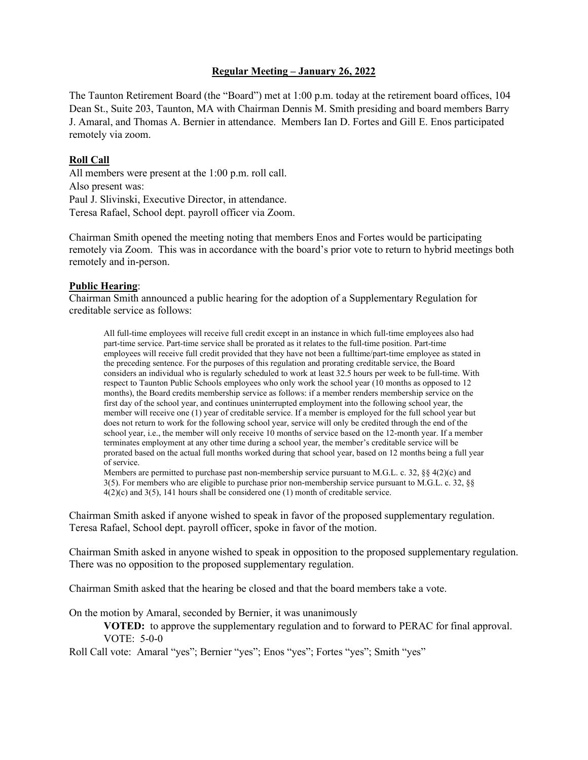## Regular Meeting – January 26, 2022

The Taunton Retirement Board (the "Board") met at 1:00 p.m. today at the retirement board offices, 104 Dean St., Suite 203, Taunton, MA with Chairman Dennis M. Smith presiding and board members Barry J. Amaral, and Thomas A. Bernier in attendance. Members Ian D. Fortes and Gill E. Enos participated remotely via zoom.

**Roll Call**

All members were present at the 1:00 p.m. roll call.
Also present was:
Paul J. Slivinski, Executive Director, in attendance.
Teresa Rafael, School dept. payroll officer via Zoom.

Chairman Smith opened the meeting noting that members Enos and Fortes would be participating remotely via Zoom. This was in accordance with the board's prior vote to return to hybrid meetings both remotely and in-person.

**Public Hearing**:

Chairman Smith announced a public hearing for the adoption of a Supplementary Regulation for creditable service as follows:

> All full-time employees will receive full credit except in an instance in which full-time employees also had part-time service. Part-time service shall be prorated as it relates to the full-time position. Part-time employees will receive full credit provided that they have not been a fulltime/part-time employee as stated in the preceding sentence. For the purposes of this regulation and prorating creditable service, the Board considers an individual who is regularly scheduled to work at least 32.5 hours per week to be full-time. With respect to Taunton Public Schools employees who only work the school year (10 months as opposed to 12 months), the Board credits membership service as follows: if a member renders membership service on the first day of the school year, and continues uninterrupted employment into the following school year, the member will receive one (1) year of creditable service. If a member is employed for the full school year but does not return to work for the following school year, service will only be credited through the end of the school year, i.e., the member will only receive 10 months of service based on the 12-month year. If a member terminates employment at any other time during a school year, the member's creditable service will be prorated based on the actual full months worked during that school year, based on 12 months being a full year of service.
>
> Members are permitted to purchase past non-membership service pursuant to M.G.L. c. 32, §§ 4(2)(c) and 3(5). For members who are eligible to purchase prior non-membership service pursuant to M.G.L. c. 32, §§ 4(2)(c) and 3(5), 141 hours shall be considered one (1) month of creditable service.

Chairman Smith asked if anyone wished to speak in favor of the proposed supplementary regulation. Teresa Rafael, School dept. payroll officer, spoke in favor of the motion.

Chairman Smith asked in anyone wished to speak in opposition to the proposed supplementary regulation. There was no opposition to the proposed supplementary regulation.

Chairman Smith asked that the hearing be closed and that the board members take a vote.

On the motion by Amaral, seconded by Bernier, it was unanimously

**VOTED:** to approve the supplementary regulation and to forward to PERAC for final approval.
VOTE: 5-0-0

Roll Call vote: Amaral "yes"; Bernier "yes"; Enos "yes"; Fortes "yes"; Smith "yes"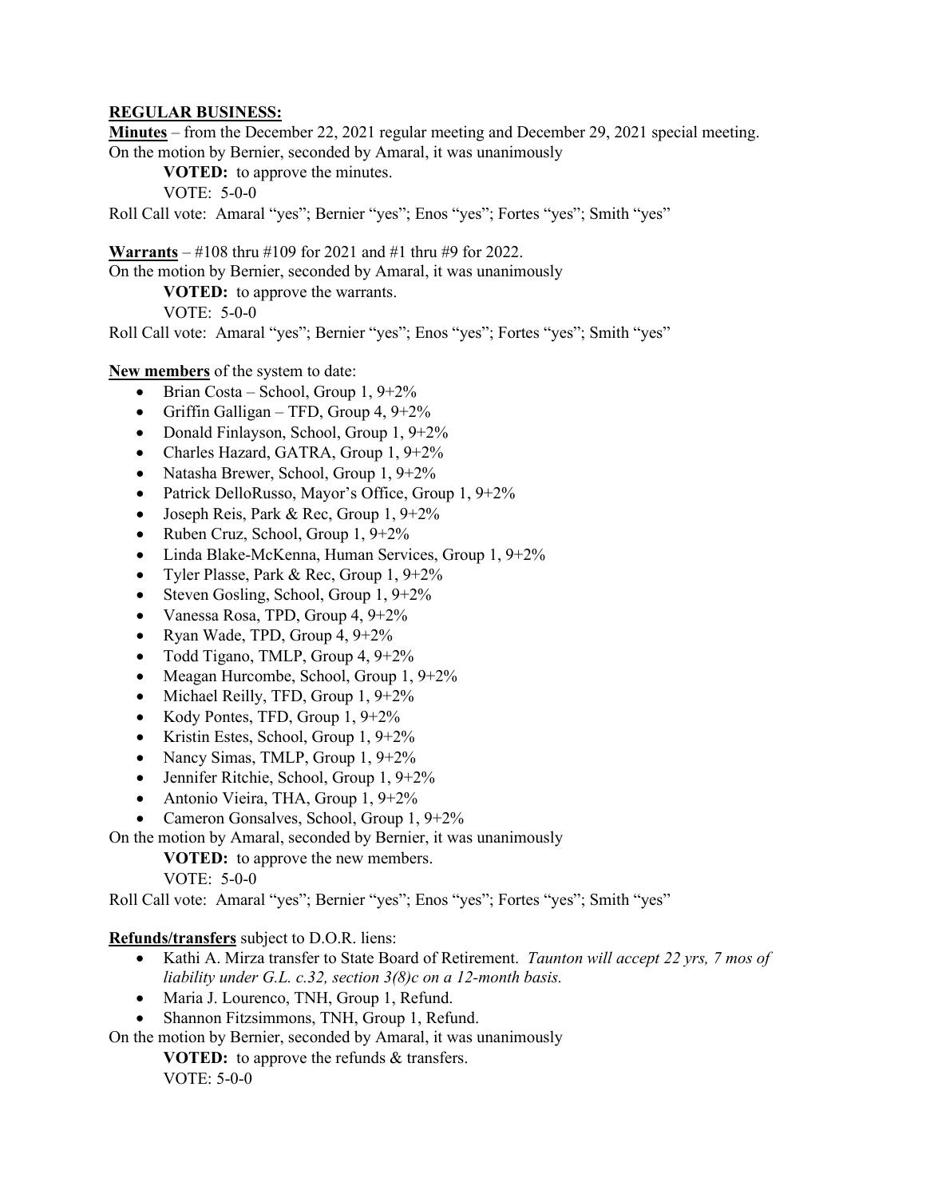**REGULAR BUSINESS:**

**Minutes** – from the December 22, 2021 regular meeting and December 29, 2021 special meeting.

On the motion by Bernier, seconded by Amaral, it was unanimously

**VOTED:** to approve the minutes.

VOTE: 5-0-0

Roll Call vote: Amaral "yes"; Bernier "yes"; Enos "yes"; Fortes "yes"; Smith "yes"

**Warrants** – #108 thru #109 for 2021 and #1 thru #9 for 2022.

On the motion by Bernier, seconded by Amaral, it was unanimously

**VOTED:** to approve the warrants.

VOTE: 5-0-0

Roll Call vote: Amaral "yes"; Bernier "yes"; Enos "yes"; Fortes "yes"; Smith "yes"

**New members** of the system to date:

- Brian Costa – School, Group 1, 9+2%
- Griffin Galligan – TFD, Group 4, 9+2%
- Donald Finlayson, School, Group 1, 9+2%
- Charles Hazard, GATRA, Group 1, 9+2%
- Natasha Brewer, School, Group 1, 9+2%
- Patrick DelloRusso, Mayor's Office, Group 1, 9+2%
- Joseph Reis, Park & Rec, Group 1, 9+2%
- Ruben Cruz, School, Group 1, 9+2%
- Linda Blake-McKenna, Human Services, Group 1, 9+2%
- Tyler Plasse, Park & Rec, Group 1, 9+2%
- Steven Gosling, School, Group 1, 9+2%
- Vanessa Rosa, TPD, Group 4, 9+2%
- Ryan Wade, TPD, Group 4, 9+2%
- Todd Tigano, TMLP, Group 4, 9+2%
- Meagan Hurcombe, School, Group 1, 9+2%
- Michael Reilly, TFD, Group 1, 9+2%
- Kody Pontes, TFD, Group 1, 9+2%
- Kristin Estes, School, Group 1, 9+2%
- Nancy Simas, TMLP, Group 1, 9+2%
- Jennifer Ritchie, School, Group 1, 9+2%
- Antonio Vieira, THA, Group 1, 9+2%
- Cameron Gonsalves, School, Group 1, 9+2%

On the motion by Amaral, seconded by Bernier, it was unanimously

**VOTED:** to approve the new members.

VOTE: 5-0-0

Roll Call vote: Amaral "yes"; Bernier "yes"; Enos "yes"; Fortes "yes"; Smith "yes"

**Refunds/transfers** subject to D.O.R. liens:

- Kathi A. Mirza transfer to State Board of Retirement. *Taunton will accept 22 yrs, 7 mos of liability under G.L. c.32, section 3(8)c on a 12-month basis.*
- Maria J. Lourenco, TNH, Group 1, Refund.
- Shannon Fitzsimmons, TNH, Group 1, Refund.

On the motion by Bernier, seconded by Amaral, it was unanimously

**VOTED:** to approve the refunds & transfers.

VOTE: 5-0-0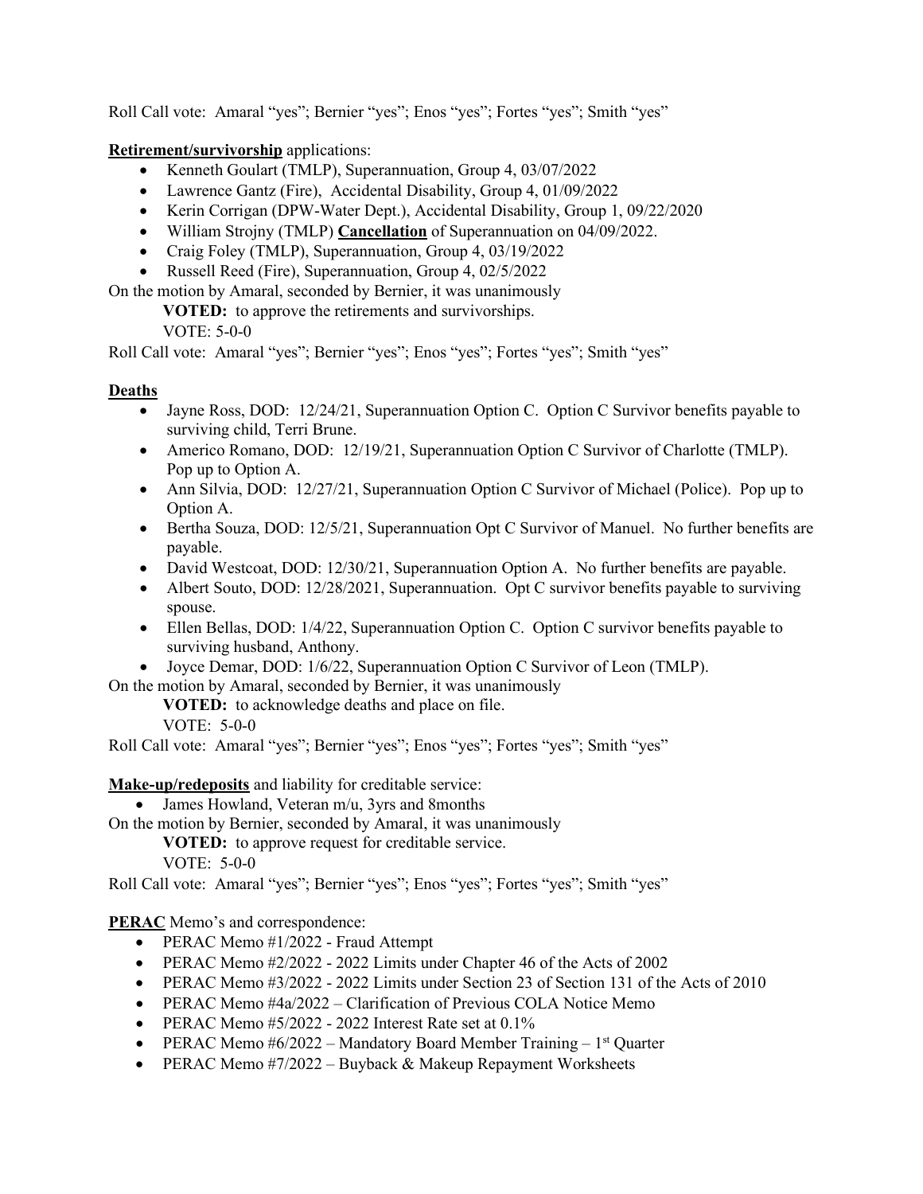Roll Call vote: Amaral "yes"; Bernier "yes"; Enos "yes"; Fortes "yes"; Smith "yes"

**Retirement/survivorship** applications:

- Kenneth Goulart (TMLP), Superannuation, Group 4, 03/07/2022
- Lawrence Gantz (Fire), Accidental Disability, Group 4, 01/09/2022
- Kerin Corrigan (DPW-Water Dept.), Accidental Disability, Group 1, 09/22/2020
- William Strojny (TMLP) **Cancellation** of Superannuation on 04/09/2022.
- Craig Foley (TMLP), Superannuation, Group 4, 03/19/2022
- Russell Reed (Fire), Superannuation, Group 4, 02/5/2022

On the motion by Amaral, seconded by Bernier, it was unanimously

**VOTED:** to approve the retirements and survivorships.

VOTE: 5-0-0

Roll Call vote: Amaral "yes"; Bernier "yes"; Enos "yes"; Fortes "yes"; Smith "yes"

**Deaths**

- Jayne Ross, DOD: 12/24/21, Superannuation Option C. Option C Survivor benefits payable to surviving child, Terri Brune.
- Americo Romano, DOD: 12/19/21, Superannuation Option C Survivor of Charlotte (TMLP). Pop up to Option A.
- Ann Silvia, DOD: 12/27/21, Superannuation Option C Survivor of Michael (Police). Pop up to Option A.
- Bertha Souza, DOD: 12/5/21, Superannuation Opt C Survivor of Manuel. No further benefits are payable.
- David Westcoat, DOD: 12/30/21, Superannuation Option A. No further benefits are payable.
- Albert Souto, DOD: 12/28/2021, Superannuation. Opt C survivor benefits payable to surviving spouse.
- Ellen Bellas, DOD: 1/4/22, Superannuation Option C. Option C survivor benefits payable to surviving husband, Anthony.
- Joyce Demar, DOD: 1/6/22, Superannuation Option C Survivor of Leon (TMLP).

On the motion by Amaral, seconded by Bernier, it was unanimously

**VOTED:** to acknowledge deaths and place on file.

VOTE: 5-0-0

Roll Call vote: Amaral "yes"; Bernier "yes"; Enos "yes"; Fortes "yes"; Smith "yes"

**Make-up/redeposits** and liability for creditable service:

- James Howland, Veteran m/u, 3yrs and 8months

On the motion by Bernier, seconded by Amaral, it was unanimously

**VOTED:** to approve request for creditable service.

VOTE: 5-0-0

Roll Call vote: Amaral "yes"; Bernier "yes"; Enos "yes"; Fortes "yes"; Smith "yes"

**PERAC** Memo's and correspondence:

- PERAC Memo #1/2022 - Fraud Attempt
- PERAC Memo #2/2022 - 2022 Limits under Chapter 46 of the Acts of 2002
- PERAC Memo #3/2022 - 2022 Limits under Section 23 of Section 131 of the Acts of 2010
- PERAC Memo #4a/2022 – Clarification of Previous COLA Notice Memo
- PERAC Memo #5/2022 - 2022 Interest Rate set at 0.1%
- PERAC Memo #6/2022 – Mandatory Board Member Training – 1st Quarter
- PERAC Memo #7/2022 – Buyback & Makeup Repayment Worksheets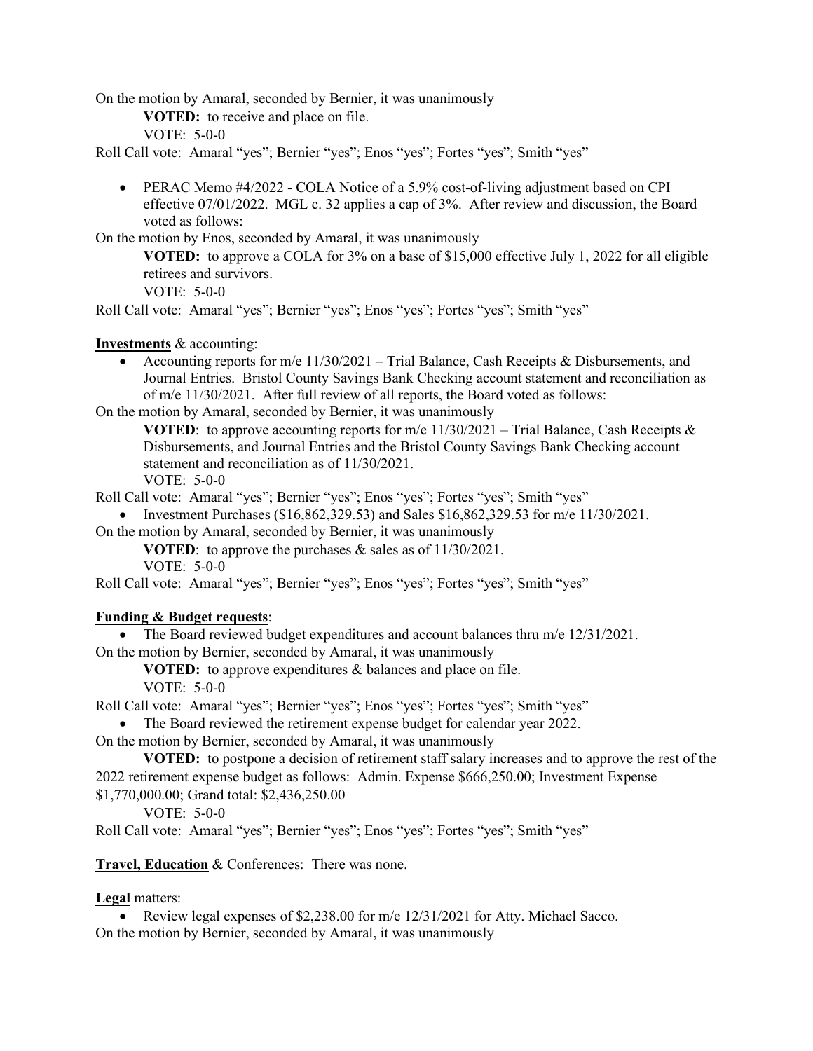On the motion by Amaral, seconded by Bernier, it was unanimously

**VOTED:** to receive and place on file.

VOTE: 5-0-0

Roll Call vote: Amaral "yes"; Bernier "yes"; Enos "yes"; Fortes "yes"; Smith "yes"

- PERAC Memo #4/2022 - COLA Notice of a 5.9% cost-of-living adjustment based on CPI effective 07/01/2022. MGL c. 32 applies a cap of 3%. After review and discussion, the Board voted as follows:

On the motion by Enos, seconded by Amaral, it was unanimously

**VOTED:** to approve a COLA for 3% on a base of $15,000 effective July 1, 2022 for all eligible retirees and survivors.

VOTE: 5-0-0

Roll Call vote: Amaral "yes"; Bernier "yes"; Enos "yes"; Fortes "yes"; Smith "yes"

**<u>Investments</u>** & accounting:

- Accounting reports for m/e 11/30/2021 – Trial Balance, Cash Receipts & Disbursements, and Journal Entries. Bristol County Savings Bank Checking account statement and reconciliation as of m/e 11/30/2021. After full review of all reports, the Board voted as follows:

On the motion by Amaral, seconded by Bernier, it was unanimously

**VOTED**: to approve accounting reports for m/e 11/30/2021 – Trial Balance, Cash Receipts & Disbursements, and Journal Entries and the Bristol County Savings Bank Checking account statement and reconciliation as of 11/30/2021.

VOTE: 5-0-0

Roll Call vote: Amaral "yes"; Bernier "yes"; Enos "yes"; Fortes "yes"; Smith "yes"

- Investment Purchases ($16,862,329.53) and Sales $16,862,329.53 for m/e 11/30/2021.

On the motion by Amaral, seconded by Bernier, it was unanimously

**VOTED**: to approve the purchases & sales as of 11/30/2021.

VOTE: 5-0-0

Roll Call vote: Amaral "yes"; Bernier "yes"; Enos "yes"; Fortes "yes"; Smith "yes"

**<u>Funding & Budget requests</u>**:

- The Board reviewed budget expenditures and account balances thru m/e 12/31/2021.

On the motion by Bernier, seconded by Amaral, it was unanimously

**VOTED:** to approve expenditures & balances and place on file.

VOTE: 5-0-0

Roll Call vote: Amaral "yes"; Bernier "yes"; Enos "yes"; Fortes "yes"; Smith "yes"

- The Board reviewed the retirement expense budget for calendar year 2022.

On the motion by Bernier, seconded by Amaral, it was unanimously

**VOTED:** to postpone a decision of retirement staff salary increases and to approve the rest of the 2022 retirement expense budget as follows: Admin. Expense $666,250.00; Investment Expense $1,770,000.00; Grand total: $2,436,250.00

VOTE: 5-0-0

Roll Call vote: Amaral "yes"; Bernier "yes"; Enos "yes"; Fortes "yes"; Smith "yes"

**<u>Travel, Education</u>** & Conferences: There was none.

**<u>Legal</u>** matters:

- Review legal expenses of $2,238.00 for m/e 12/31/2021 for Atty. Michael Sacco.

On the motion by Bernier, seconded by Amaral, it was unanimously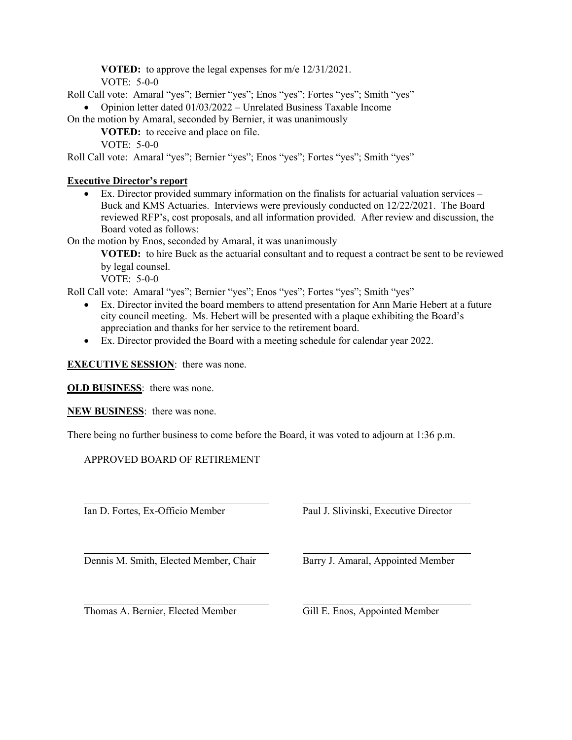**VOTED:** to approve the legal expenses for m/e 12/31/2021.
VOTE: 5-0-0

Roll Call vote: Amaral "yes"; Bernier "yes"; Enos "yes"; Fortes "yes"; Smith "yes"

- Opinion letter dated 01/03/2022 – Unrelated Business Taxable Income

On the motion by Amaral, seconded by Bernier, it was unanimously

**VOTED:** to receive and place on file.
VOTE: 5-0-0

Roll Call vote: Amaral "yes"; Bernier "yes"; Enos "yes"; Fortes "yes"; Smith "yes"

**Executive Director's report**

- Ex. Director provided summary information on the finalists for actuarial valuation services – Buck and KMS Actuaries. Interviews were previously conducted on 12/22/2021. The Board reviewed RFP's, cost proposals, and all information provided. After review and discussion, the Board voted as follows:

On the motion by Enos, seconded by Amaral, it was unanimously

**VOTED:** to hire Buck as the actuarial consultant and to request a contract be sent to be reviewed by legal counsel.
VOTE: 5-0-0

Roll Call vote: Amaral "yes"; Bernier "yes"; Enos "yes"; Fortes "yes"; Smith "yes"

- Ex. Director invited the board members to attend presentation for Ann Marie Hebert at a future city council meeting. Ms. Hebert will be presented with a plaque exhibiting the Board's appreciation and thanks for her service to the retirement board.
- Ex. Director provided the Board with a meeting schedule for calendar year 2022.

**EXECUTIVE SESSION**: there was none.

**OLD BUSINESS**: there was none.

**NEW BUSINESS**: there was none.

There being no further business to come before the Board, it was voted to adjourn at 1:36 p.m.

APPROVED BOARD OF RETIREMENT

Ian D. Fortes, Ex-Officio Member

Paul J. Slivinski, Executive Director

Dennis M. Smith, Elected Member, Chair

Barry J. Amaral, Appointed Member

Thomas A. Bernier, Elected Member

Gill E. Enos, Appointed Member